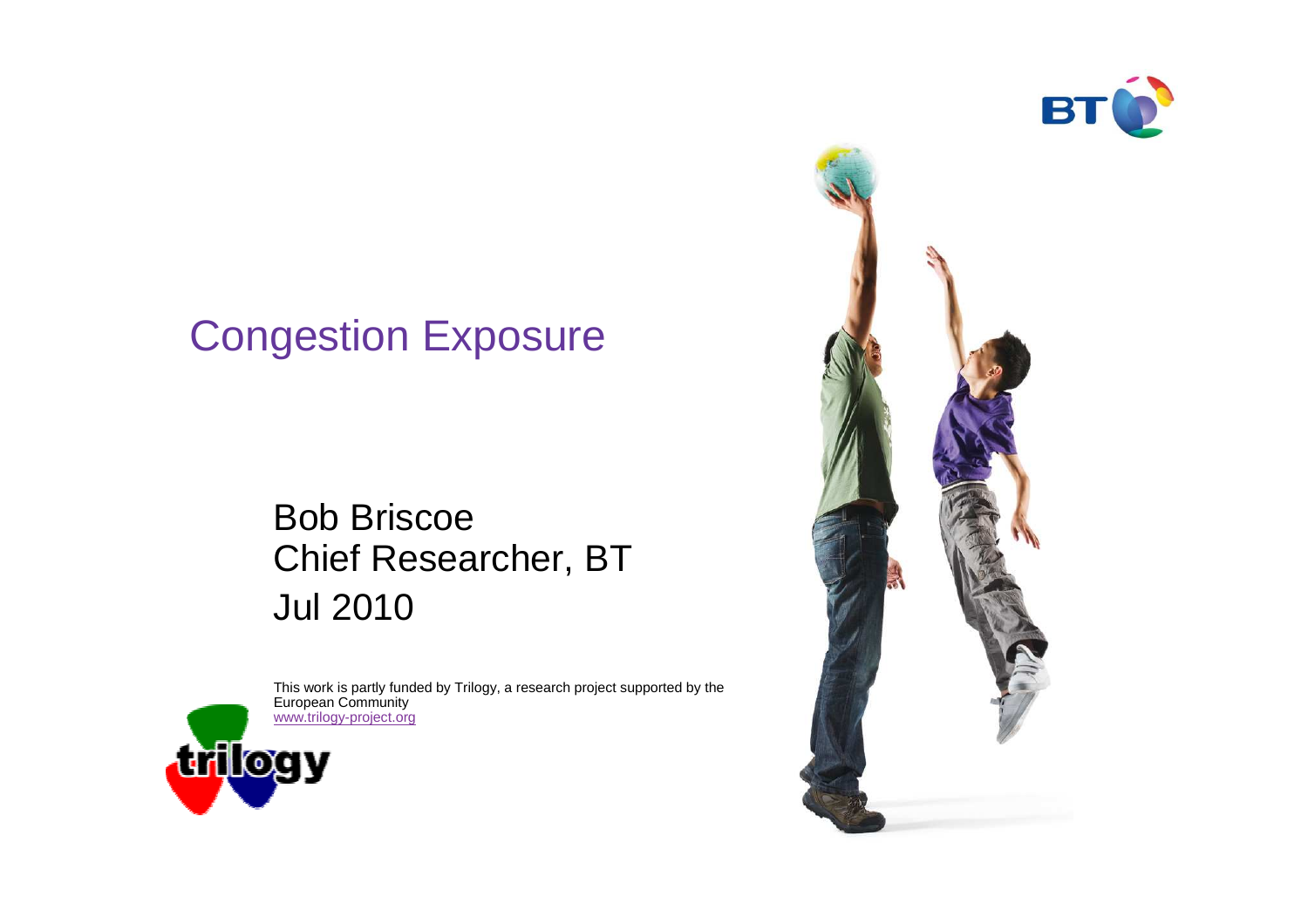# Congestion Exposure

Bob Briscoe
Chief Researcher, BT
Jul 2010

This work is partly funded by Trilogy, a research project supported by the European Community
www.trilogy-project.org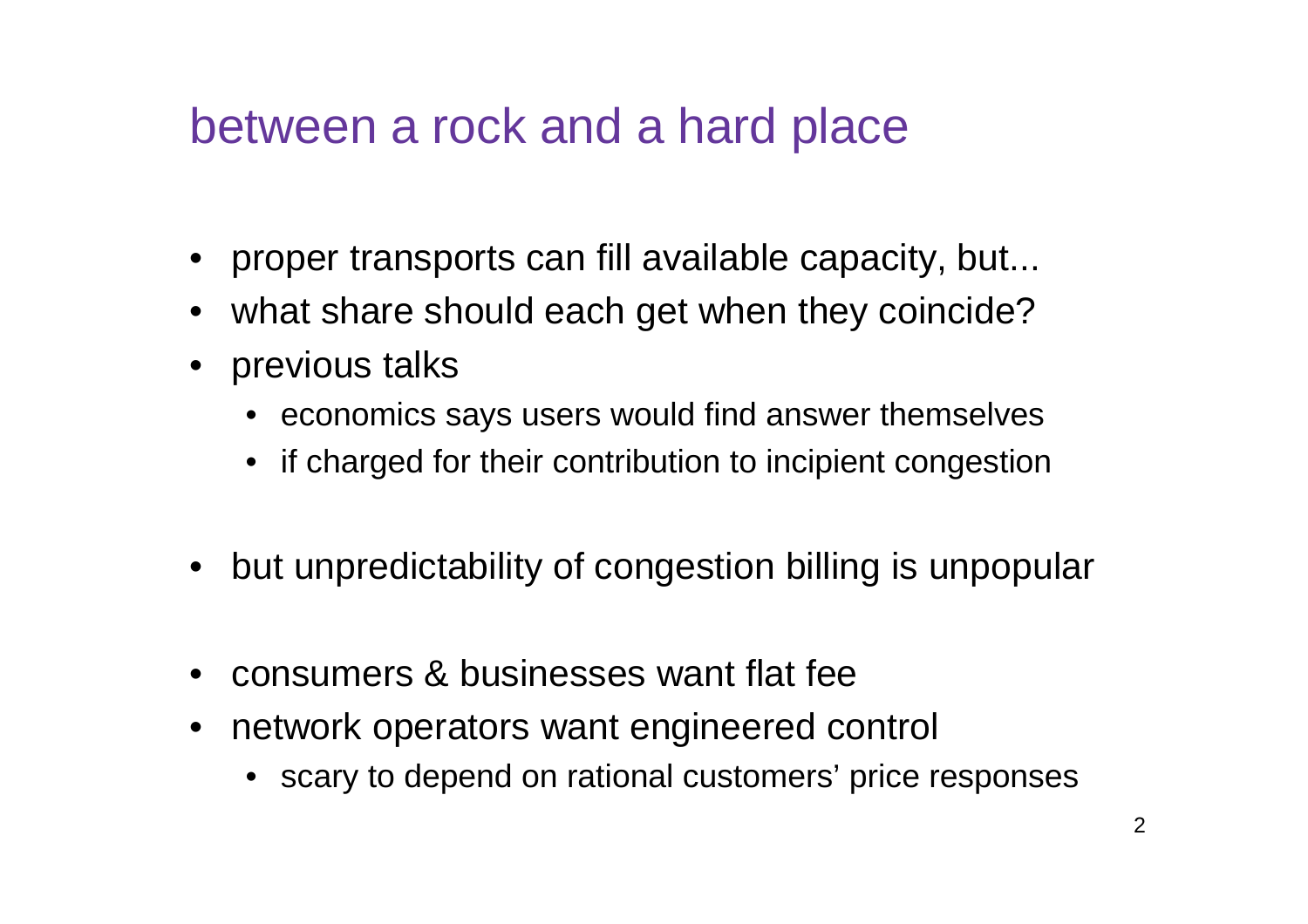# between a rock and a hard place

- proper transports can fill available capacity, but...
- what share should each get when they coincide?
- previous talks
  - economics says users would find answer themselves
  - if charged for their contribution to incipient congestion
- but unpredictability of congestion billing is unpopular
- consumers & businesses want flat fee
- network operators want engineered control
  - scary to depend on rational customers' price responses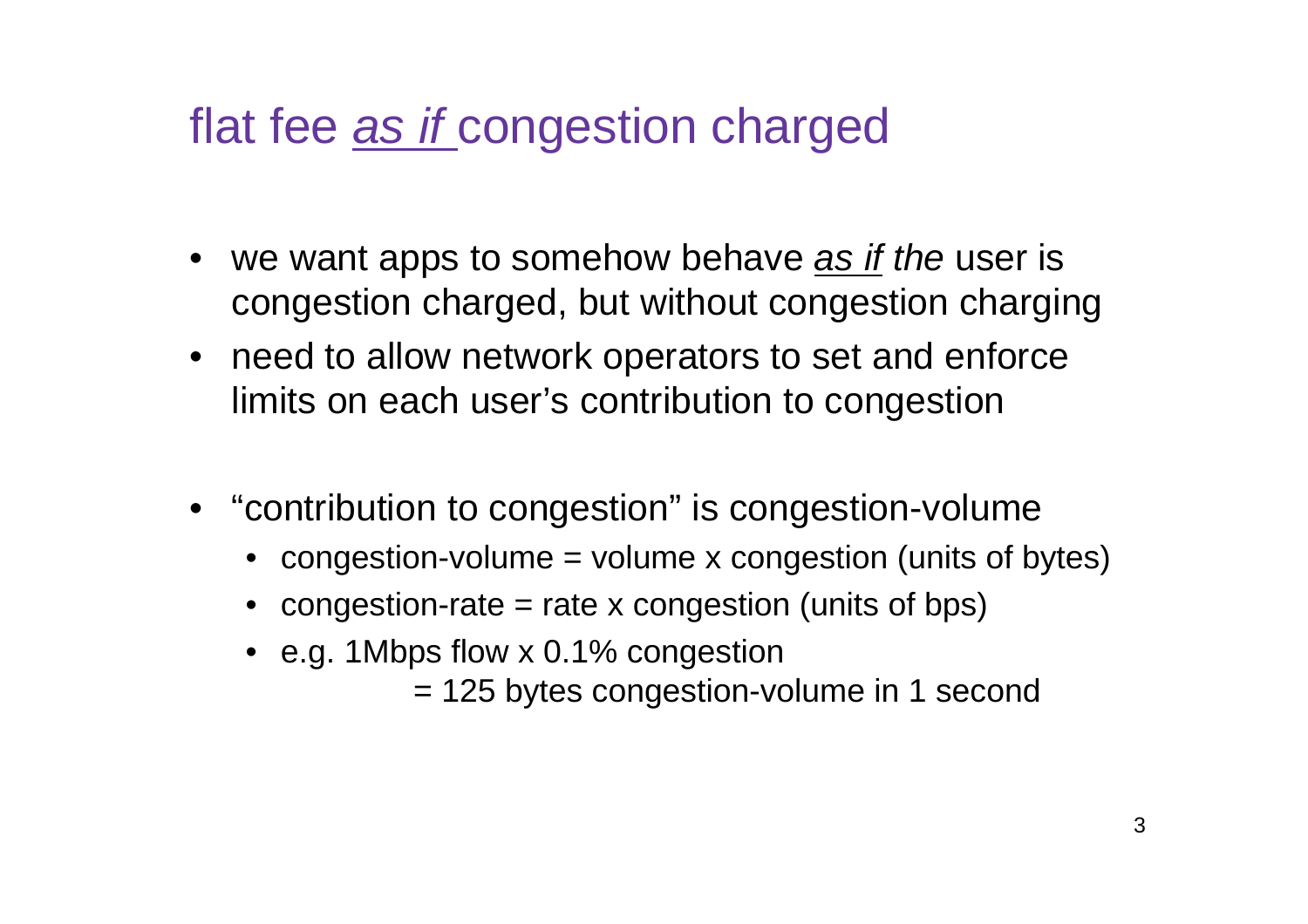# flat fee *as if* congestion charged

- we want apps to somehow behave *as if the* user is congestion charged, but without congestion charging
- need to allow network operators to set and enforce limits on each user's contribution to congestion

- "contribution to congestion" is congestion-volume
  - congestion-volume = volume x congestion (units of bytes)
  - congestion-rate = rate x congestion (units of bps)
  - e.g. 1Mbps flow x 0.1% congestion
    = 125 bytes congestion-volume in 1 second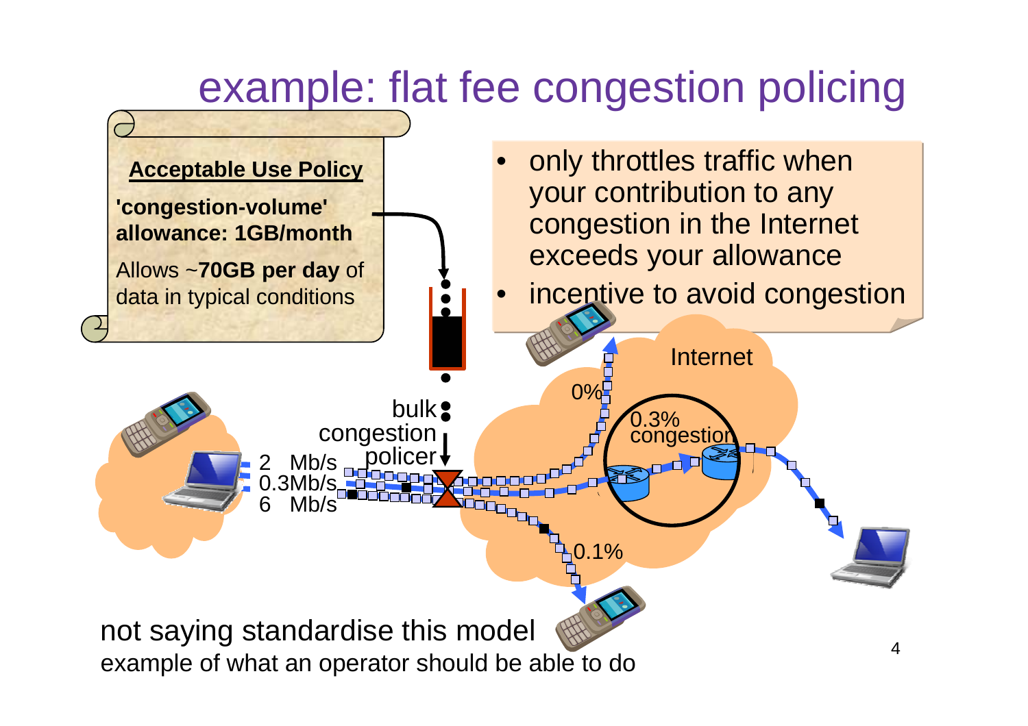# example: flat fee congestion policing

**Acceptable Use Policy**

**'congestion-volume' allowance: 1GB/month**

Allows ~**70GB per day** of data in typical conditions

- only throttles traffic when your contribution to any congestion in the Internet exceeds your allowance
- incentive to avoid congestion

bulk congestion policer

2 Mb/s
0.3Mb/s
6 Mb/s

Internet

0%

0.3% congestion

0.1%

not saying standardise this model

example of what an operator should be able to do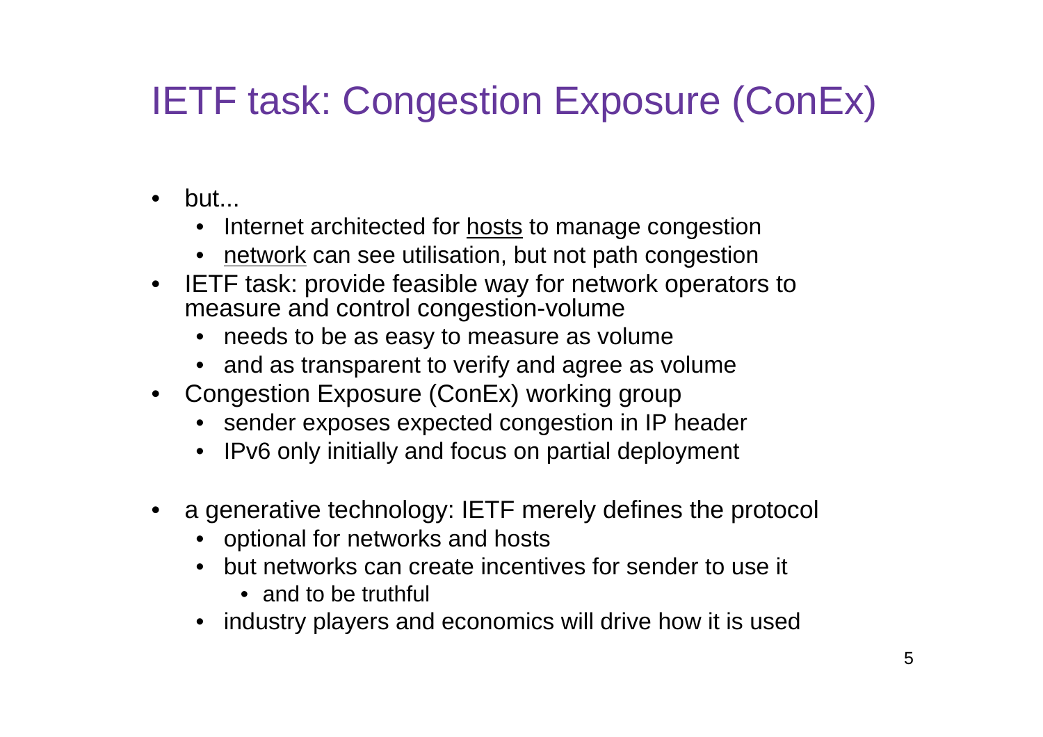# IETF task: Congestion Exposure (ConEx)

- but...
  - Internet architected for <u>hosts</u> to manage congestion
  - <u>network</u> can see utilisation, but not path congestion
- IETF task: provide feasible way for network operators to measure and control congestion-volume
  - needs to be as easy to measure as volume
  - and as transparent to verify and agree as volume
- Congestion Exposure (ConEx) working group
  - sender exposes expected congestion in IP header
  - IPv6 only initially and focus on partial deployment
- a generative technology: IETF merely defines the protocol
  - optional for networks and hosts
  - but networks can create incentives for sender to use it
    - and to be truthful
  - industry players and economics will drive how it is used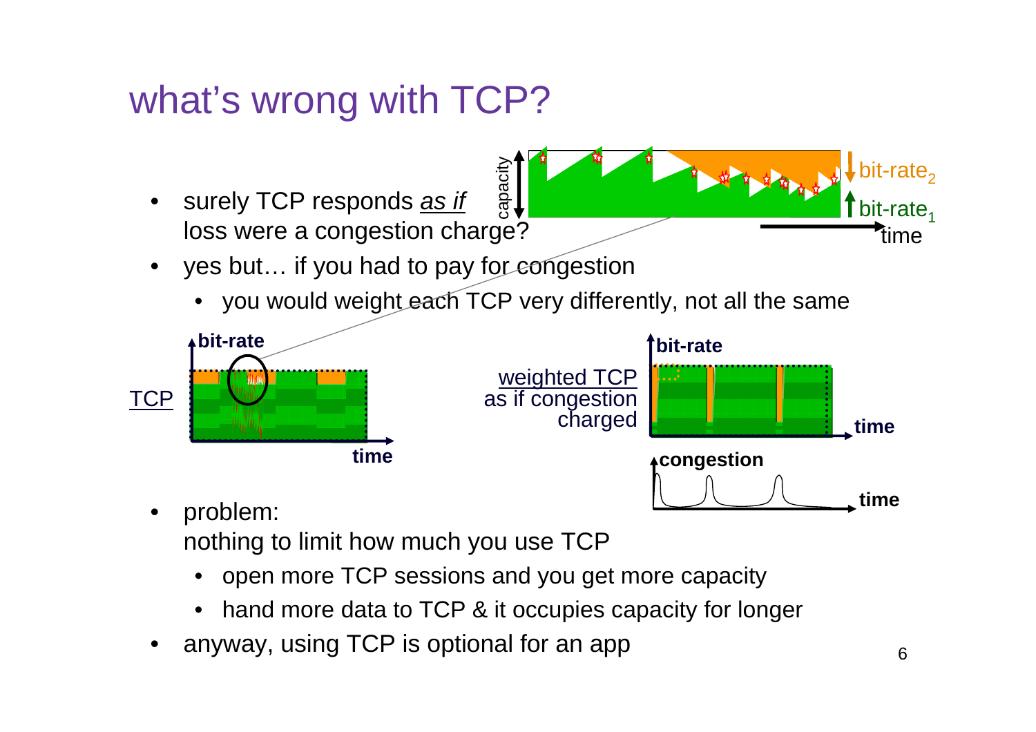# what's wrong with TCP?

- surely TCP responds *as if* loss were a congestion charge?
- yes but… if you had to pay for congestion
  - you would weight each TCP very differently, not all the same

capacity

$\text{bit-rate}_2$

$\text{bit-rate}_1$

time

TCP

bit-rate

time

weighted TCP as if congestion charged

bit-rate

time

congestion

time

- problem:
  nothing to limit how much you use TCP
  - open more TCP sessions and you get more capacity
  - hand more data to TCP & it occupies capacity for longer
- anyway, using TCP is optional for an app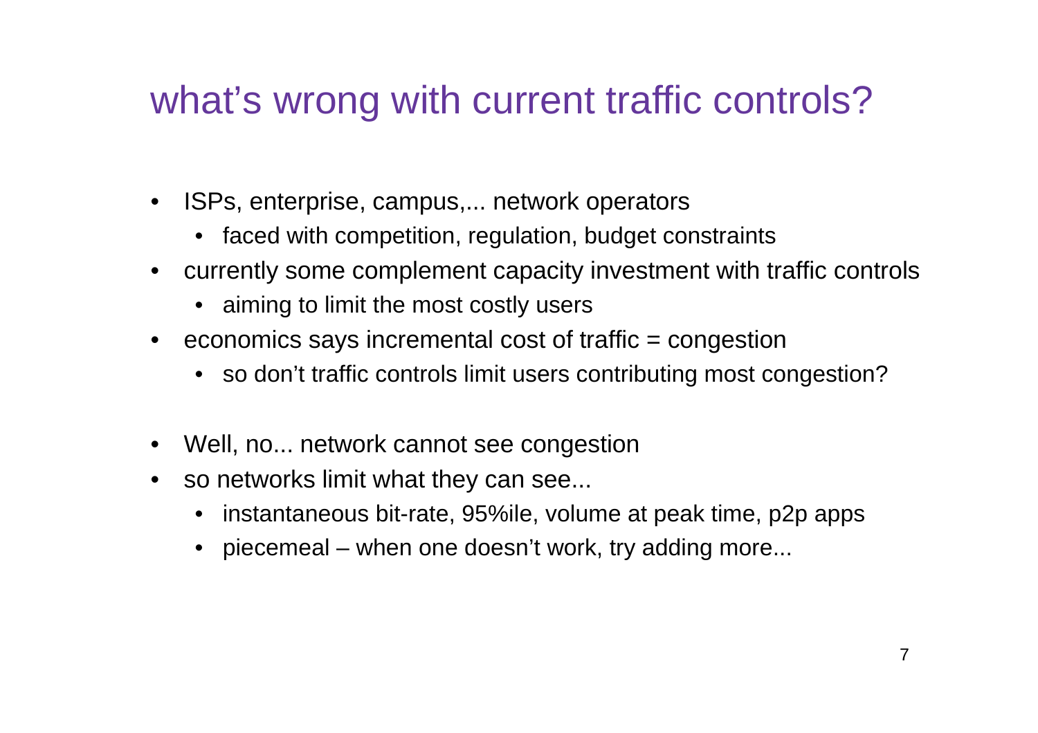# what's wrong with current traffic controls?

- ISPs, enterprise, campus,... network operators
  - faced with competition, regulation, budget constraints
- currently some complement capacity investment with traffic controls
  - aiming to limit the most costly users
- economics says incremental cost of traffic = congestion
  - so don't traffic controls limit users contributing most congestion?

- Well, no... network cannot see congestion
- so networks limit what they can see...
  - instantaneous bit-rate, 95%ile, volume at peak time, p2p apps
  - piecemeal – when one doesn't work, try adding more...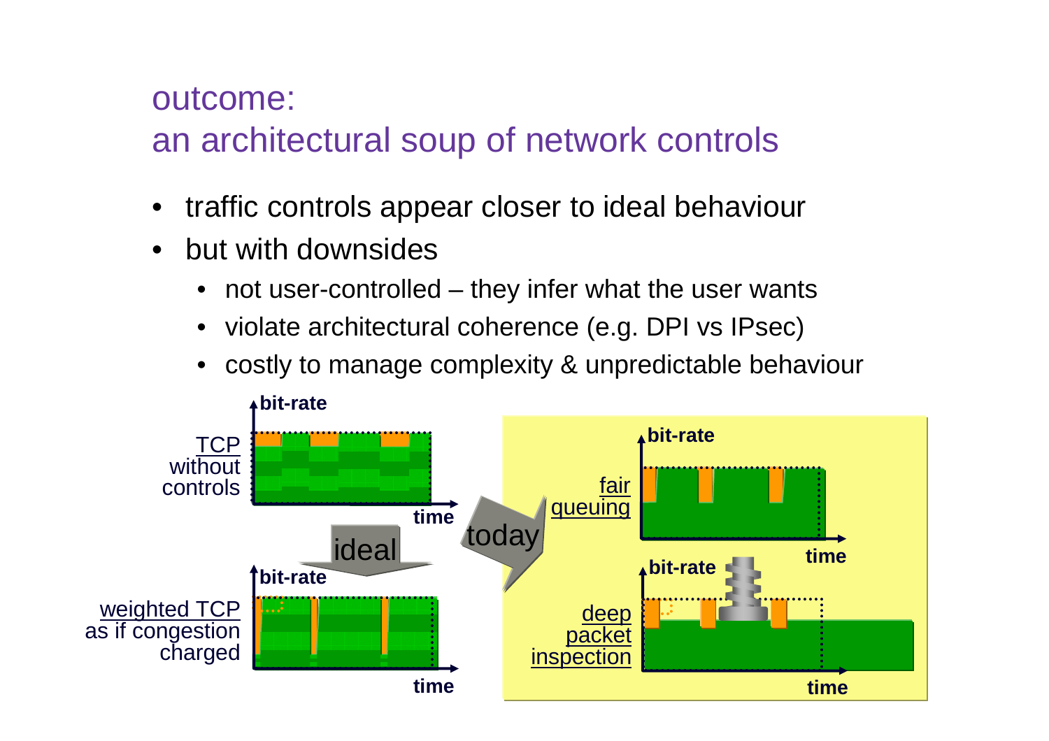## outcome:
## an architectural soup of network controls

- traffic controls appear closer to ideal behaviour
- but with downsides
  - not user-controlled – they infer what the user wants
  - violate architectural coherence (e.g. DPI vs IPsec)
  - costly to manage complexity & unpredictable behaviour

bit-rate

TCP without controls

time

ideal

bit-rate

weighted TCP as if congestion charged

time

today

bit-rate

fair queuing

time

bit-rate

deep packet inspection

time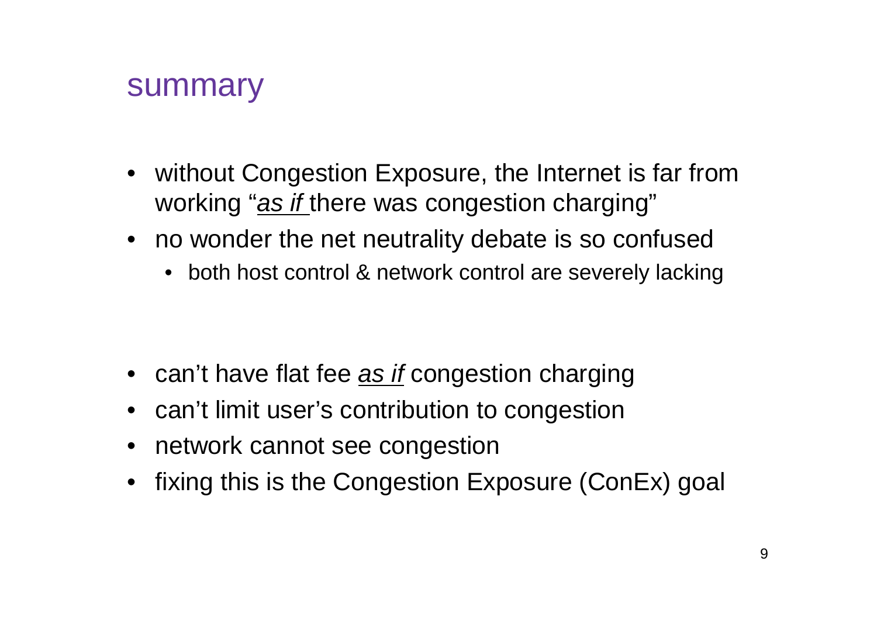# summary

- without Congestion Exposure, the Internet is far from working "*as if* there was congestion charging"
- no wonder the net neutrality debate is so confused
  - both host control & network control are severely lacking

- can't have flat fee *as if* congestion charging
- can't limit user's contribution to congestion
- network cannot see congestion
- fixing this is the Congestion Exposure (ConEx) goal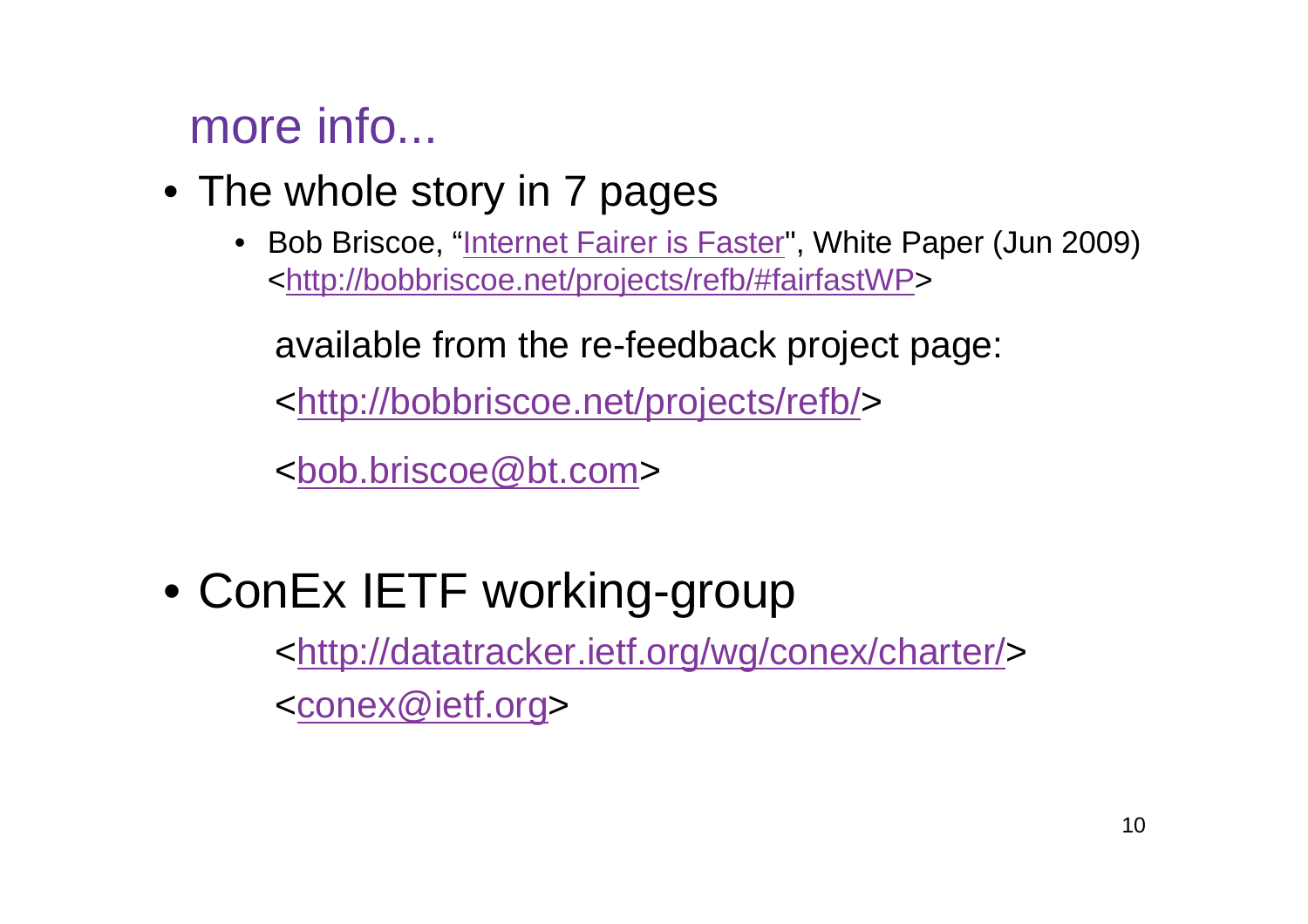# more info...

- The whole story in 7 pages
  - Bob Briscoe, "Internet Fairer is Faster", White Paper (Jun 2009) <http://bobbriscoe.net/projects/refb/#fairfastWP>

  available from the re-feedback project page:

  <http://bobbriscoe.net/projects/refb/>

  <bob.briscoe@bt.com>

- ConEx IETF working-group

  <http://datatracker.ietf.org/wg/conex/charter/>

  <conex@ietf.org>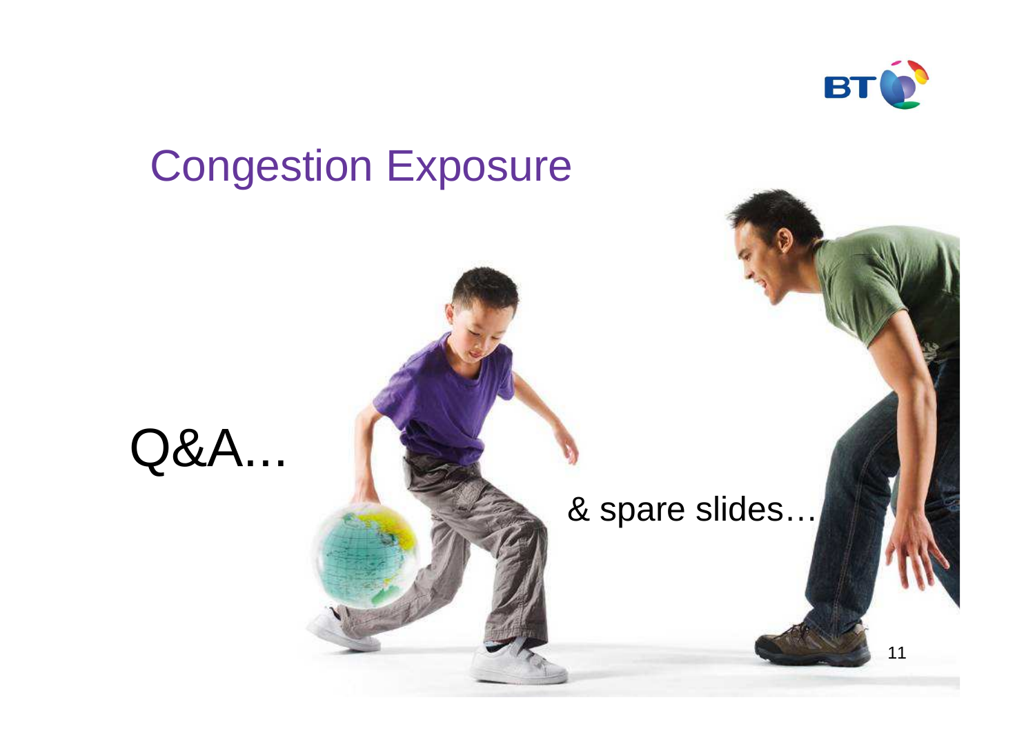# Congestion Exposure

Q&A...

& spare slides…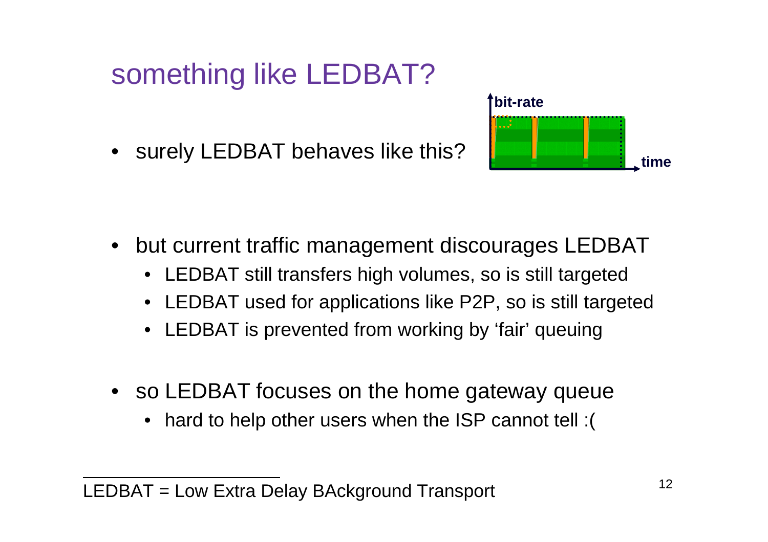# something like LEDBAT?

- surely LEDBAT behaves like this?

bit-rate

time

- but current traffic management discourages LEDBAT
  - LEDBAT still transfers high volumes, so is still targeted
  - LEDBAT used for applications like P2P, so is still targeted
  - LEDBAT is prevented from working by 'fair' queuing
- so LEDBAT focuses on the home gateway queue
  - hard to help other users when the ISP cannot tell :(

---

LEDBAT = Low Extra Delay BAckground Transport